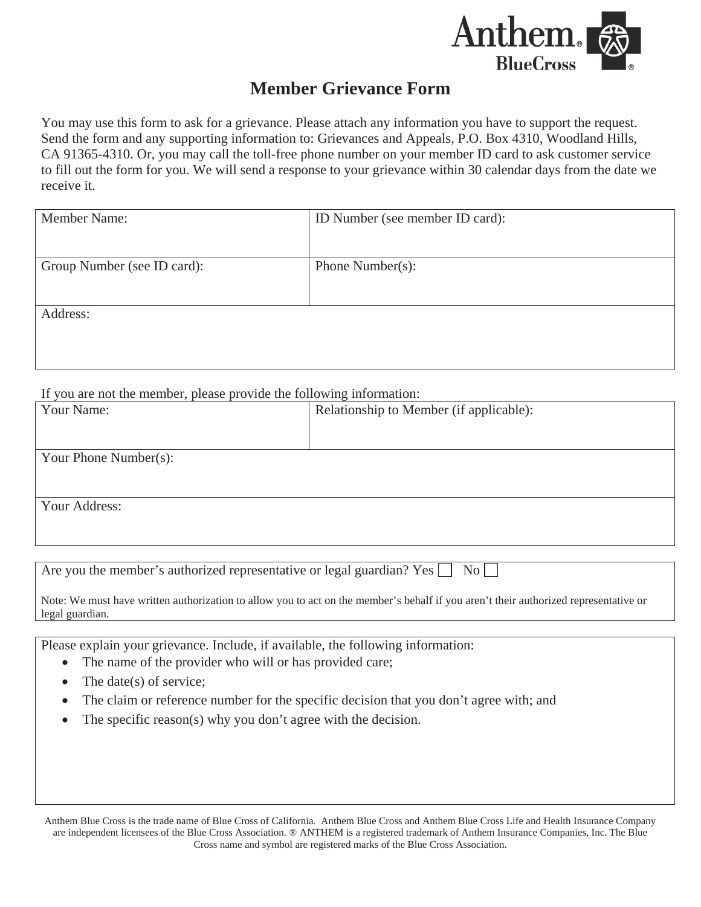# Member Grievance Form

You may use this form to ask for a grievance. Please attach any information you have to support the request. Send the form and any supporting information to: Grievances and Appeals, P.O. Box 4310, Woodland Hills, CA 91365-4310. Or, you may call the toll-free phone number on your member ID card to ask customer service to fill out the form for you. We will send a response to your grievance within 30 calendar days from the date we receive it.

| Member Name: | ID Number (see member ID card): |
|---|---|
| Group Number (see ID card): | Phone Number(s): |
| Address: | |

If you are not the member, please provide the following information:

| Your Name: | Relationship to Member (if applicable): |
|---|---|
| Your Phone Number(s): | |
| Your Address: | |

Are you the member's authorized representative or legal guardian? Yes ☐ No ☐

Note: We must have written authorization to allow you to act on the member's behalf if you aren't their authorized representative or legal guardian.

Please explain your grievance. Include, if available, the following information:

- The name of the provider who will or has provided care;
- The date(s) of service;
- The claim or reference number for the specific decision that you don't agree with; and
- The specific reason(s) why you don't agree with the decision.

Anthem Blue Cross is the trade name of Blue Cross of California. Anthem Blue Cross and Anthem Blue Cross Life and Health Insurance Company are independent licensees of the Blue Cross Association. ® ANTHEM is a registered trademark of Anthem Insurance Companies, Inc. The Blue Cross name and symbol are registered marks of the Blue Cross Association.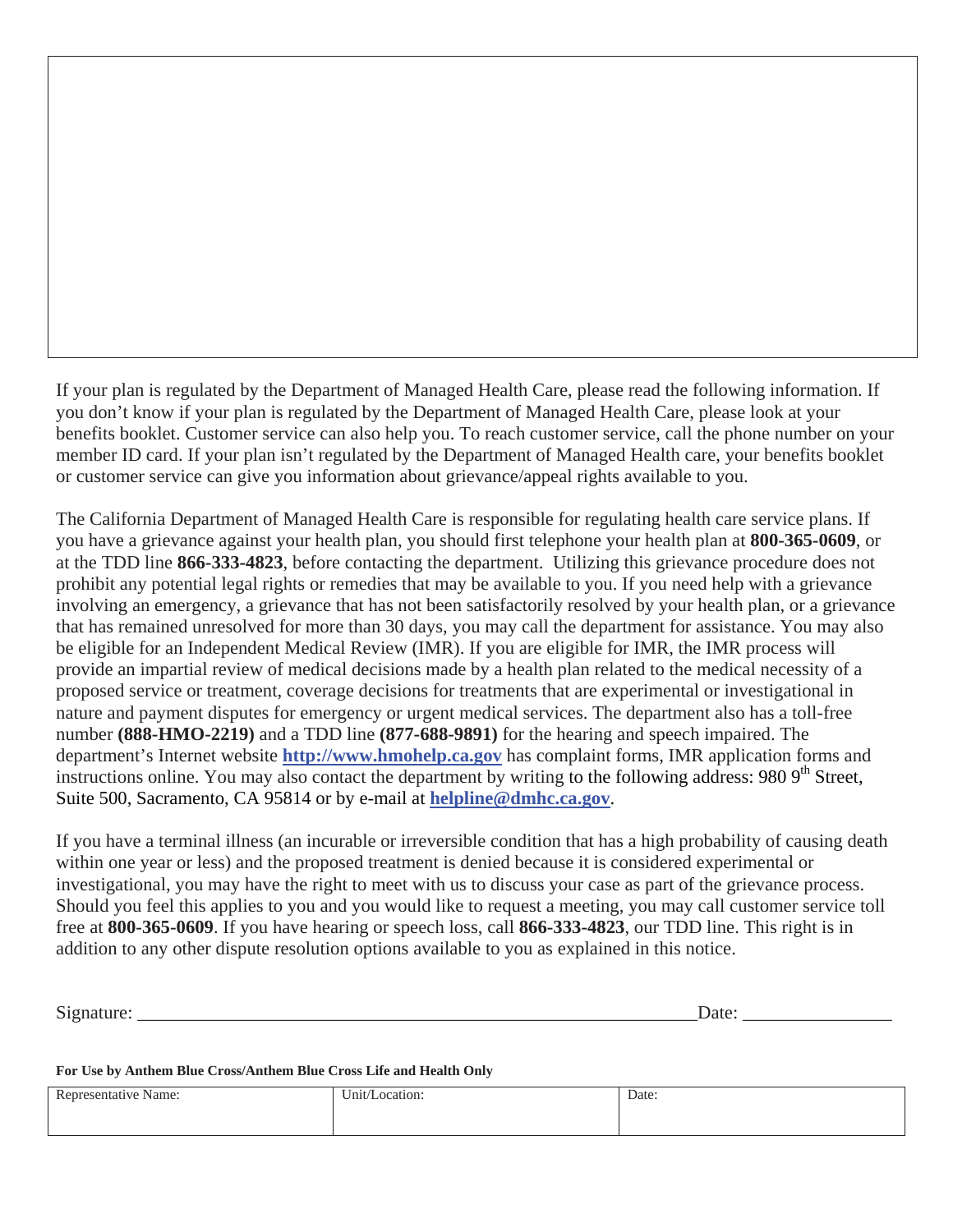If your plan is regulated by the Department of Managed Health Care, please read the following information. If you don't know if your plan is regulated by the Department of Managed Health Care, please look at your benefits booklet. Customer service can also help you. To reach customer service, call the phone number on your member ID card. If your plan isn't regulated by the Department of Managed Health care, your benefits booklet or customer service can give you information about grievance/appeal rights available to you.

The California Department of Managed Health Care is responsible for regulating health care service plans. If you have a grievance against your health plan, you should first telephone your health plan at **800-365-0609**, or at the TDD line **866-333-4823**, before contacting the department. Utilizing this grievance procedure does not prohibit any potential legal rights or remedies that may be available to you. If you need help with a grievance involving an emergency, a grievance that has not been satisfactorily resolved by your health plan, or a grievance that has remained unresolved for more than 30 days, you may call the department for assistance. You may also be eligible for an Independent Medical Review (IMR). If you are eligible for IMR, the IMR process will provide an impartial review of medical decisions made by a health plan related to the medical necessity of a proposed service or treatment, coverage decisions for treatments that are experimental or investigational in nature and payment disputes for emergency or urgent medical services. The department also has a toll-free number **(888-HMO-2219)** and a TDD line **(877-688-9891)** for the hearing and speech impaired. The department's Internet website **http://www.hmohelp.ca.gov** has complaint forms, IMR application forms and instructions online. You may also contact the department by writing to the following address: 980 9th Street, Suite 500, Sacramento, CA 95814 or by e-mail at **helpline@dmhc.ca.gov**.

If you have a terminal illness (an incurable or irreversible condition that has a high probability of causing death within one year or less) and the proposed treatment is denied because it is considered experimental or investigational, you may have the right to meet with us to discuss your case as part of the grievance process. Should you feel this applies to you and you would like to request a meeting, you may call customer service toll free at **800-365-0609**. If you have hearing or speech loss, call **866-333-4823**, our TDD line. This right is in addition to any other dispute resolution options available to you as explained in this notice.

Signature: ____________________________________________________________Date: ________________

**For Use by Anthem Blue Cross/Anthem Blue Cross Life and Health Only**

| Representative Name: | Unit/Location: | Date: |
|---|---|---|
| | | |